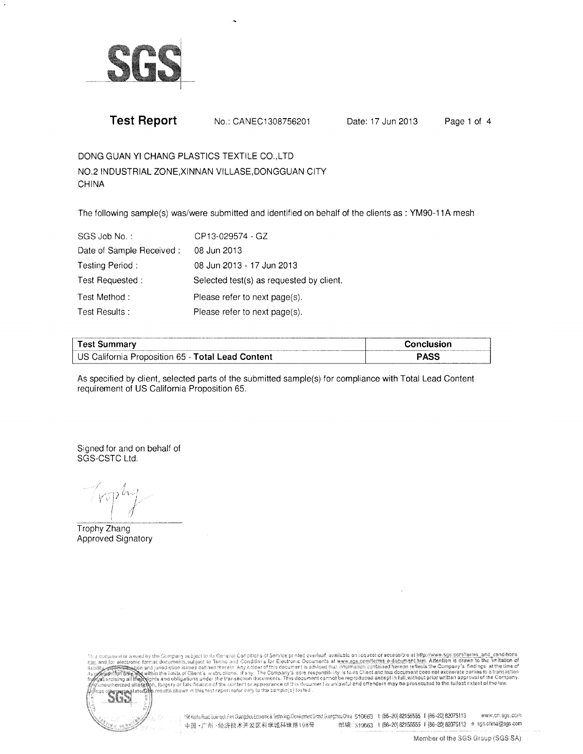# SGS

## Test Report

No.: CANEC1308756201 Date: 17 Jun 2013

DONG GUAN YI CHANG PLASTICS TEXTILE CO.,LTD
NO.2 INDUSTRIAL ZONE,XINNAN VILLASE,DONGGUAN CITY
CHINA

The following sample(s) was/were submitted and identified on behalf of the clients as : YM90-11A mesh

| | |
|---|---|
| SGS Job No. : | CP13-029574 - GZ |
| Date of Sample Received : | 08 Jun 2013 |
| Testing Period : | 08 Jun 2013 - 17 Jun 2013 |
| Test Requested : | Selected test(s) as requested by client. |
| Test Method : | Please refer to next page(s). |
| Test Results : | Please refer to next page(s). |

| Test Summary | Conclusion |
|---|---|
| US California Proposition 65 - **Total Lead Content** | **PASS** |

As specified by client, selected parts of the submitted sample(s) for compliance with Total Lead Content requirement of US California Proposition 65.

Signed for and on behalf of
SGS-CSTC Ltd.

Trophy Zhang
Approved Signatory

This document is issued by the Company subject to its General Conditions of Service printed overleaf, available on request or accessible at http://www.sgs.com/terms_and_conditions.htm and, for electronic format documents, subject to Terms and Conditions for Electronic Documents at www.sgs.com/terms_e-document.htm. Attention is drawn to the limitation of liability, indemnification and jurisdiction issues defined therein. Any holder of this document is advised that information contained hereon reflects the Company's findings at the time of its intervention only and within the limits of Client's instructions, if any. The Company's sole responsibility is to its Client and this document does not exonerate parties to a transaction from exercising all their rights and obligations under the transaction documents. This document cannot be reproduced except in full, without prior written approval of the Company. Any unauthorized alteration, forgery or falsification of the content or appearance of this document is unlawful and offenders may be prosecuted to the fullest extent of the law. Unless otherwise stated the results shown in this test report refer only to the sample(s) tested.

198 Kezhu Road, Scientech Park Guangzhou Economic & Technology Development District, Guangzhou, China 510663 t (86-20) 82155555 f (86-20) 82075113 www.cn.sgs.com
中国・广州・经济技术开发区科学城科珠路198号 邮编: 510663 t (86-20) 82155555 f (86-20) 82075113 e sgs.china@sgs.com

Member of the SGS Group (SGS SA)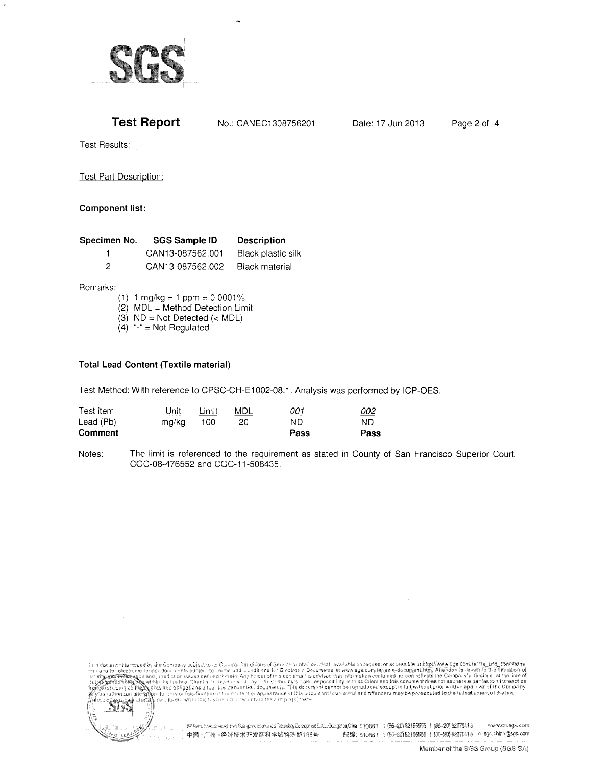# Test Report

No.: CANEC1308756201 Date: 17 Jun 2013

Test Results:

Test Part Description:

**Component list:**

| Specimen No. | SGS Sample ID | Description |
|---|---|---|
| 1 | CAN13-087562.001 | Black plastic silk |
| 2 | CAN13-087562.002 | Black material |

Remarks:

(1) 1 mg/kg = 1 ppm = 0.0001%
(2) MDL = Method Detection Limit
(3) ND = Not Detected (< MDL)
(4) "-" = Not Regulated

**Total Lead Content (Textile material)**

Test Method: With reference to CPSC-CH-E1002-08.1. Analysis was performed by ICP-OES.

| Test item | Unit | Limit | MDL | 001 | 002 |
|---|---|---|---|---|---|
| Lead (Pb) | mg/kg | 100 | 20 | ND | ND |
| **Comment** | | | | **Pass** | **Pass** |

Notes: The limit is referenced to the requirement as stated in County of San Francisco Superior Court, CGC-08-476552 and CGC-11-508435.

This document is issued by the Company subject to its General Conditions of Service printed overleaf, available on request or accessible at http://www.sgs.com/terms_and_conditions.htm and, for electronic format documents, subject to Terms and Conditions for Electronic Documents at www.sgs.com/terms_e-document.htm. Attention is drawn to the limitation of liability, indemnification and jurisdiction issues defined therein. Any holder of this document is advised that information contained hereon reflects the Company's findings at the time of its intervention only and within the limits of Client's instructions, if any. The Company's sole responsibility is to its Client and this document does not exonerate parties to a transaction from exercising all their rights and obligations under the transaction documents. This document cannot be reproduced except in full, without prior written approval of the Company. Any unauthorized alteration, forgery or falsification of the content or appearance of this document is unlawful and offenders may be prosecuted to the fullest extent of the law. Unless otherwise stated the results shown in this test report refer only to the sample(s) tested.

198 Kezhu Road, Scientech Park Guangzhou Economic & Technology Development District, Guangzhou, China 510663 t (86-20) 82155555 f (86-20) 82075113 www.cn.sgs.com

中国・广州・经济技术开发区科学城科珠路198号 邮编: 510663 t (86-20) 82155555 f (86-20) 82075113 e sgs.china@sgs.com

Member of the SGS Group (SGS SA)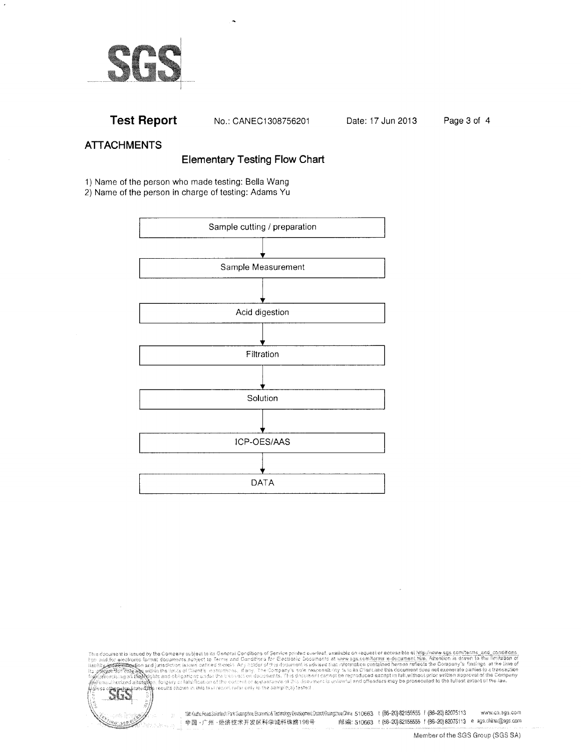## Test Report

No.: CANEC1308756201    Date: 17 Jun 2013

## ATTACHMENTS

### Elementary Testing Flow Chart

1) Name of the person who made testing: Bella Wang
2) Name of the person in charge of testing: Adams Yu

Sample cutting / preparation

Sample Measurement

Acid digestion

Filtration

Solution

ICP-OES/AAS

DATA

This document is issued by the Company subject to its General Conditions of Service printed overleaf, available on request or accessible at http://www.sgs.com/terms_and_conditions.htm and, for electronic format documents, subject to Terms and Conditions for Electronic Documents at www.sgs.com/terms_e-document.htm. Attention is drawn to the limitation of liability, indemnification and jurisdiction issues defined therein. Any holder of this document is advised that information contained hereon reflects the Company's findings at the time of its intervention only and within the limits of Client's instructions, if any. The Company's sole responsibility is to its Client and this document does not exonerate parties to a transaction from exercising all their rights and obligations under the transaction documents. This document cannot be reproduced except in full, without prior written approval of the Company. Any unauthorized alteration, forgery or falsification of the content or appearance of this document is unlawful and offenders may be prosecuted to the fullest extent of the law. Unless otherwise stated the results shown in this test report refer only to the sample(s) tested.

198 Kezhu Road, Scientech Park Guangzhou Economic & Technology Development District, Guangzhou, China 510663 t (86-20) 82155555 f (86-20) 82075113 www.cn.sgs.com
中国・广州・经济技术开发区科学城科珠路198号 邮编: 510663 t (86-20) 82155555 f (86-20) 82075113 e sgs.china@sgs.com

Member of the SGS Group (SGS SA)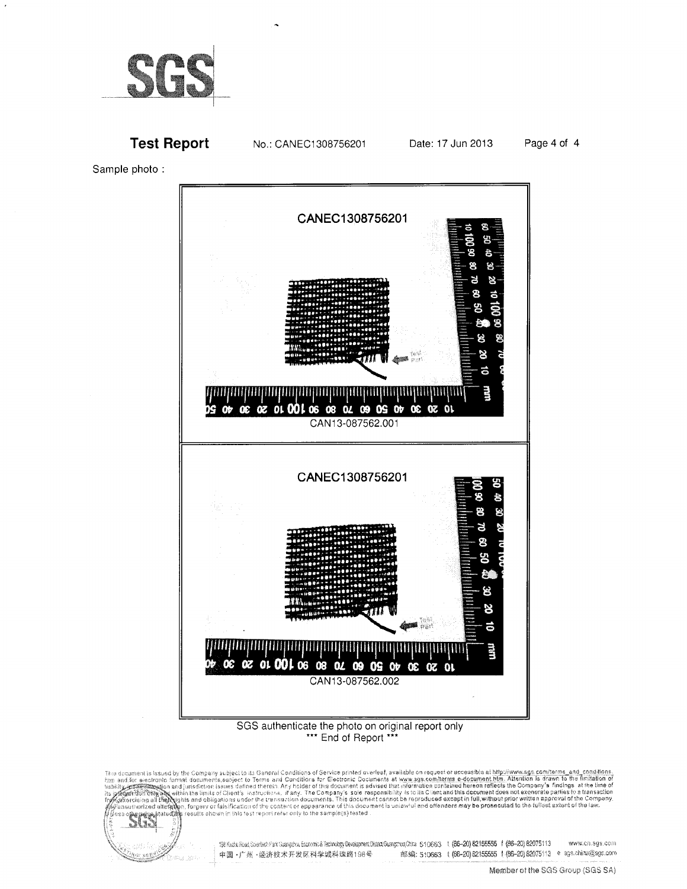**Test Report** No.: CANEC1308756201 Date: 17 Jun 2013

Sample photo :

CANEC1308756201

CAN13-087562.001

CANEC1308756201

CAN13-087562.002

SGS authenticate the photo on original report only

\*\*\* End of Report \*\*\*

This document is issued by the Company subject to its General Conditions of Service printed overleaf, available on request or accessible at http://www.sgs.com/terms_and_conditions.htm and for electronic format documents, subject to Terms and Conditions for Electronic Documents at www.sgs.com/terms_e-document.htm. Attention is drawn to the limitation of liability, indemnification and jurisdiction issues defined therein. Any holder of this document is advised that information contained hereon reflects the Company's findings at the time of its intervention only and within the limits of Client's instructions, if any. The Company's sole responsibility is to its Client and this document does not exonerate parties to a transaction from exercising all their rights and obligations under the transaction documents. This document cannot be reproduced except in full, without prior written approval of the Company. Any unauthorized alteration, forgery or falsification of the content or appearance of this document is unlawful and offenders may be prosecuted to the fullest extent of the law. Unless otherwise stated the results shown in this test report refer only to the sample(s) tested.

198 Kezhu Road, Scientech Park Guangzhou Economic & Technology Development District, Guangzhou, China 510663 t (86-20) 82155555 f (86-20) 82075113 www.cn.sgs.com

中国・广州・经济技术开发区科学城科珠路198号 邮编: 510663 t (86-20) 82155555 f (86-20) 82075113 e sgs.china@sgs.com

Member of the SGS Group (SGS SA)